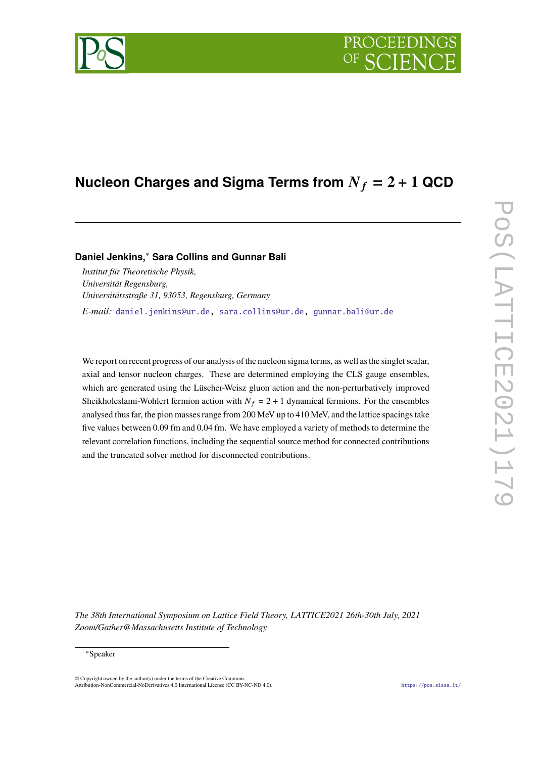# Nucleon Charges and Sigma Terms from $N_f = 2 + 1$ QCD

**Daniel Jenkins,*** **Sara Collins and Gunnar Bali**

*Institut für Theoretische Physik,*
*Universität Regensburg,*
*Universitätsstraße 31, 93053, Regensburg, Germany*

*E-mail:* daniel.jenkins@ur.de, sara.collins@ur.de, gunnar.bali@ur.de

We report on recent progress of our analysis of the nucleon sigma terms, as well as the singlet scalar, axial and tensor nucleon charges. These are determined employing the CLS gauge ensembles, which are generated using the Lüscher-Weisz gluon action and the non-perturbatively improved Sheikholeslami-Wohlert fermion action with $N_f = 2 + 1$ dynamical fermions. For the ensembles analysed thus far, the pion masses range from 200 MeV up to 410 MeV, and the lattice spacings take five values between 0.09 fm and 0.04 fm. We have employed a variety of methods to determine the relevant correlation functions, including the sequential source method for connected contributions and the truncated solver method for disconnected contributions.

*The 38th International Symposium on Lattice Field Theory, LATTICE2021 26th-30th July, 2021 Zoom/Gather@Massachusetts Institute of Technology*

*Speaker

© Copyright owned by the author(s) under the terms of the Creative Commons Attribution-NonCommercial-NoDerivatives 4.0 International License (CC BY-NC-ND 4.0).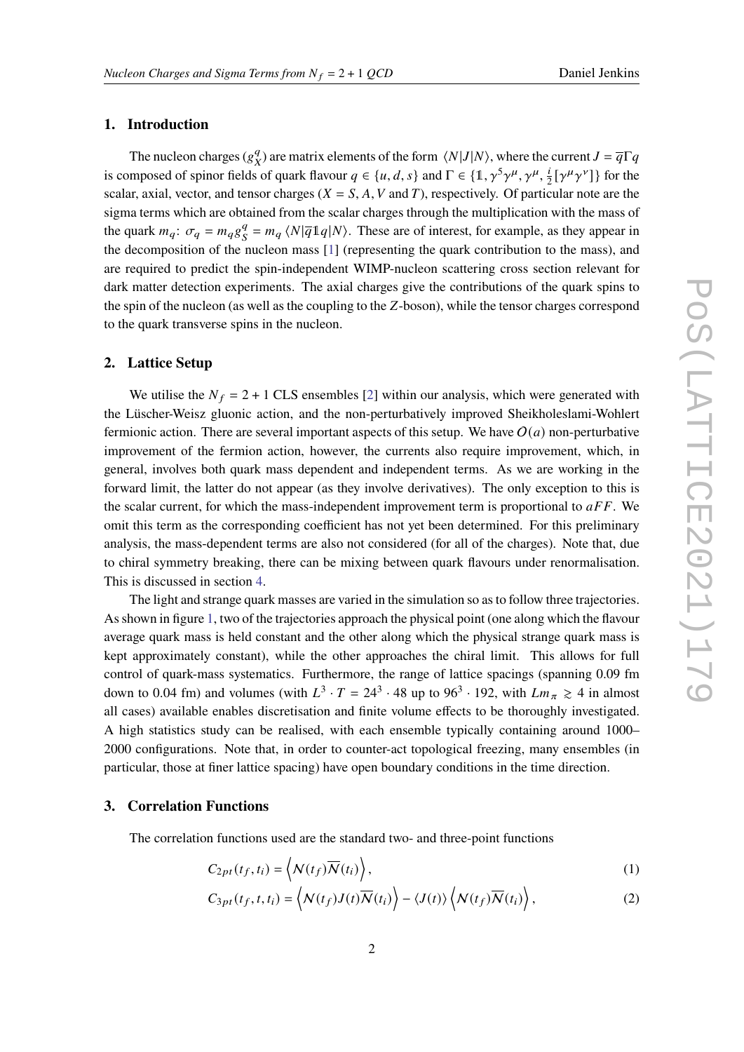## 1. Introduction

The nucleon charges ($g_X^q$) are matrix elements of the form $\langle N|J|N\rangle$, where the current $J = \overline{q}\Gamma q$ is composed of spinor fields of quark flavour $q \in \{u, d, s\}$ and $\Gamma \in \{\mathbb{1}, \gamma^5\gamma^\mu, \gamma^\mu, \frac{i}{2}[\gamma^\mu\gamma^\nu]\}$ for the scalar, axial, vector, and tensor charges ($X = S, A, V$ and $T$), respectively. Of particular note are the sigma terms which are obtained from the scalar charges through the multiplication with the mass of the quark $m_q$: $\sigma_q = m_q g_S^q = m_q \langle N|\overline{q}\mathbb{1}q|N\rangle$. These are of interest, for example, as they appear in the decomposition of the nucleon mass [1] (representing the quark contribution to the mass), and are required to predict the spin-independent WIMP-nucleon scattering cross section relevant for dark matter detection experiments. The axial charges give the contributions of the quark spins to the spin of the nucleon (as well as the coupling to the $Z$-boson), while the tensor charges correspond to the quark transverse spins in the nucleon.

## 2. Lattice Setup

We utilise the $N_f = 2 + 1$ CLS ensembles [2] within our analysis, which were generated with the Lüscher-Weisz gluonic action, and the non-perturbatively improved Sheikholeslami-Wohlert fermionic action. There are several important aspects of this setup. We have $O(a)$ non-perturbative improvement of the fermion action, however, the currents also require improvement, which, in general, involves both quark mass dependent and independent terms. As we are working in the forward limit, the latter do not appear (as they involve derivatives). The only exception to this is the scalar current, for which the mass-independent improvement term is proportional to $aFF$. We omit this term as the corresponding coefficient has not yet been determined. For this preliminary analysis, the mass-dependent terms are also not considered (for all of the charges). Note that, due to chiral symmetry breaking, there can be mixing between quark flavours under renormalisation. This is discussed in section 4.

The light and strange quark masses are varied in the simulation so as to follow three trajectories. As shown in figure 1, two of the trajectories approach the physical point (one along which the flavour average quark mass is held constant and the other along which the physical strange quark mass is kept approximately constant), while the other approaches the chiral limit. This allows for full control of quark-mass systematics. Furthermore, the range of lattice spacings (spanning 0.09 fm down to 0.04 fm) and volumes (with $L^3 \cdot T = 24^3 \cdot 48$ up to $96^3 \cdot 192$, with $Lm_\pi \gtrsim 4$ in almost all cases) available enables discretisation and finite volume effects to be thoroughly investigated. A high statistics study can be realised, with each ensemble typically containing around 1000–2000 configurations. Note that, in order to counter-act topological freezing, many ensembles (in particular, those at finer lattice spacing) have open boundary conditions in the time direction.

## 3. Correlation Functions

The correlation functions used are the standard two- and three-point functions

$$C_{2pt}(t_f, t_i) = \left\langle \mathcal{N}(t_f)\overline{\mathcal{N}}(t_i) \right\rangle, \tag{1}$$

$$C_{3pt}(t_f, t, t_i) = \left\langle \mathcal{N}(t_f)J(t)\overline{\mathcal{N}}(t_i) \right\rangle - \langle J(t)\rangle \left\langle \mathcal{N}(t_f)\overline{\mathcal{N}}(t_i) \right\rangle, \tag{2}$$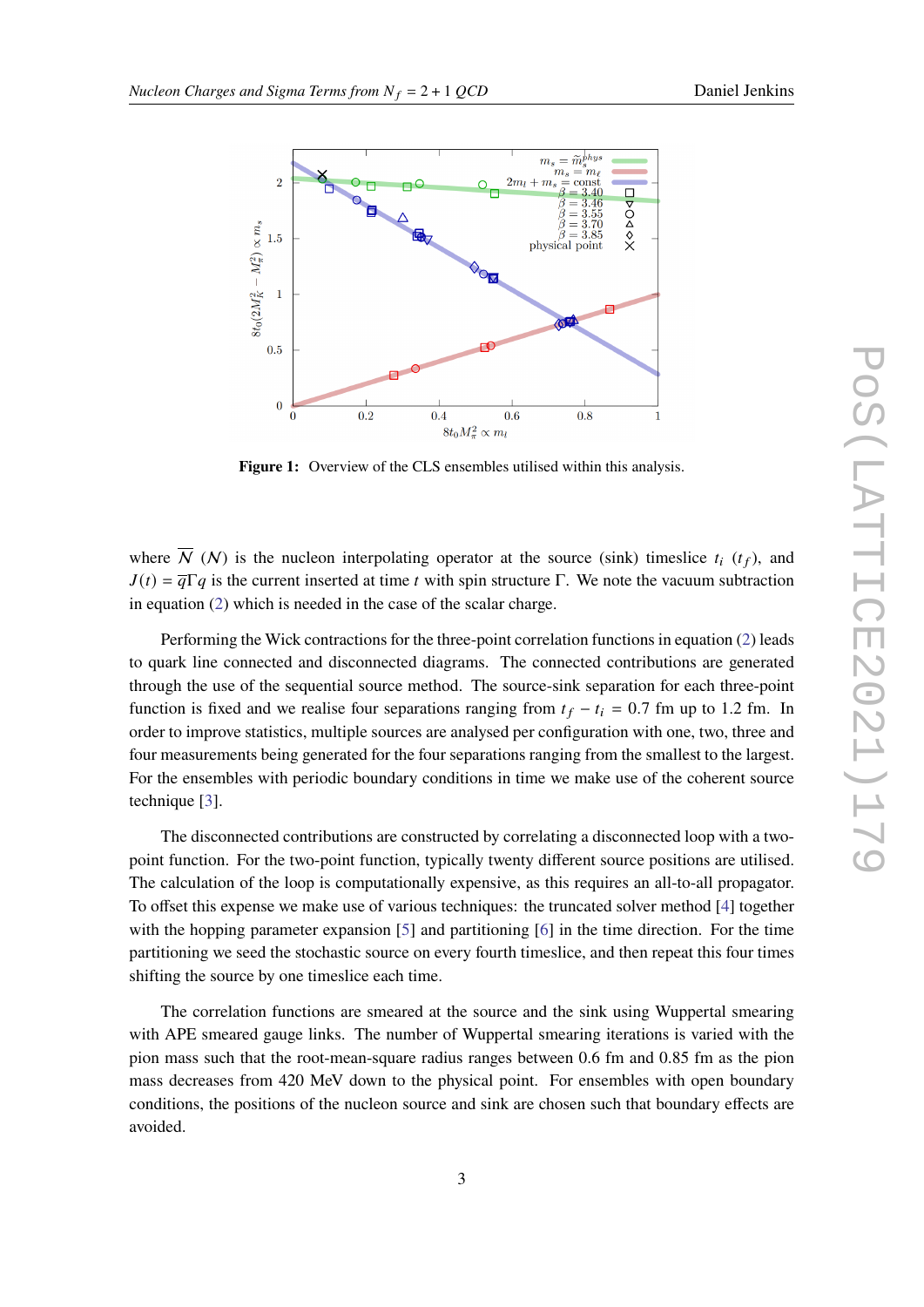**Figure 1:** Overview of the CLS ensembles utilised within this analysis.

where $\overline{\mathcal{N}}$ ($\mathcal{N}$) is the nucleon interpolating operator at the source (sink) timeslice $t_i$ ($t_f$), and $J(t) = \overline{q}\Gamma q$ is the current inserted at time $t$ with spin structure $\Gamma$. We note the vacuum subtraction in equation (2) which is needed in the case of the scalar charge.

Performing the Wick contractions for the three-point correlation functions in equation (2) leads to quark line connected and disconnected diagrams. The connected contributions are generated through the use of the sequential source method. The source-sink separation for each three-point function is fixed and we realise four separations ranging from $t_f - t_i = 0.7$ fm up to 1.2 fm. In order to improve statistics, multiple sources are analysed per configuration with one, two, three and four measurements being generated for the four separations ranging from the smallest to the largest. For the ensembles with periodic boundary conditions in time we make use of the coherent source technique [3].

The disconnected contributions are constructed by correlating a disconnected loop with a two-point function. For the two-point function, typically twenty different source positions are utilised. The calculation of the loop is computationally expensive, as this requires an all-to-all propagator. To offset this expense we make use of various techniques: the truncated solver method [4] together with the hopping parameter expansion [5] and partitioning [6] in the time direction. For the time partitioning we seed the stochastic source on every fourth timeslice, and then repeat this four times shifting the source by one timeslice each time.

The correlation functions are smeared at the source and the sink using Wuppertal smearing with APE smeared gauge links. The number of Wuppertal smearing iterations is varied with the pion mass such that the root-mean-square radius ranges between 0.6 fm and 0.85 fm as the pion mass decreases from 420 MeV down to the physical point. For ensembles with open boundary conditions, the positions of the nucleon source and sink are chosen such that boundary effects are avoided.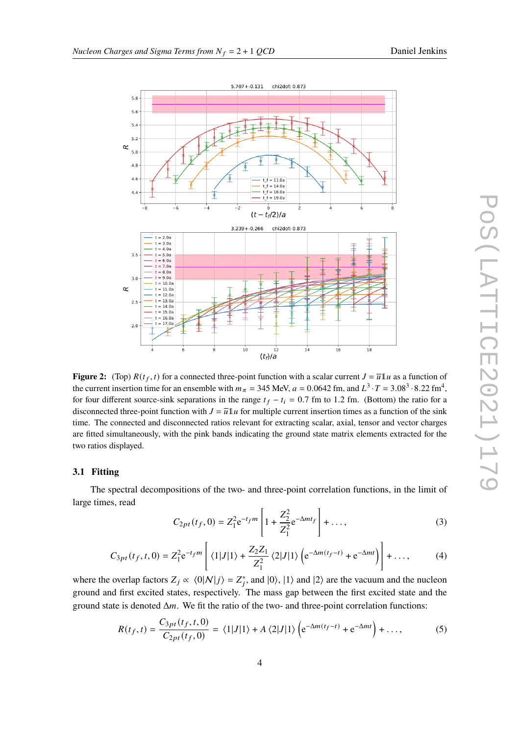**Figure 2:** (Top) $R(t_f, t)$ for a connected three-point function with a scalar current $J = \overline{u}\mathbb{1}u$ as a function of the current insertion time for an ensemble with $m_\pi = 345$ MeV, $a = 0.0642$ fm, and $L^3 \cdot T = 3.08^3 \cdot 8.22$ fm$^4$, for four different source-sink separations in the range $t_f - t_i = 0.7$ fm to $1.2$ fm. (Bottom) the ratio for a disconnected three-point function with $J = \overline{u}\mathbb{1}u$ for multiple current insertion times as a function of the sink time. The connected and disconnected ratios relevant for extracting scalar, axial, tensor and vector charges are fitted simultaneously, with the pink bands indicating the ground state matrix elements extracted for the two ratios displayed.

### 3.1 Fitting

The spectral decompositions of the two- and three-point correlation functions, in the limit of large times, read

$$C_{2pt}(t_f, 0) = Z_1^2 \mathrm{e}^{-t_f m} \left[ 1 + \frac{Z_2^2}{Z_1^2} \mathrm{e}^{-\Delta m t_f} \right] + \ldots, \tag{3}$$

$$C_{3pt}(t_f, t, 0) = Z_1^2 \mathrm{e}^{-t_f m} \left[ \langle 1|J|1 \rangle + \frac{Z_2 Z_1}{Z_1^2} \langle 2|J|1 \rangle \left( \mathrm{e}^{-\Delta m (t_f - t)} + \mathrm{e}^{-\Delta m t} \right) \right] + \ldots, \tag{4}$$

where the overlap factors $Z_j \propto \langle 0|\mathcal{N}|j\rangle = Z_j^*$, and $|0\rangle$, $|1\rangle$ and $|2\rangle$ are the vacuum and the nucleon ground and first excited states, respectively. The mass gap between the first excited state and the ground state is denoted $\Delta m$. We fit the ratio of the two- and three-point correlation functions:

$$R(t_f, t) = \frac{C_{3pt}(t_f, t, 0)}{C_{2pt}(t_f, 0)} = \langle 1|J|1 \rangle + A \langle 2|J|1 \rangle \left( \mathrm{e}^{-\Delta m (t_f - t)} + \mathrm{e}^{-\Delta m t} \right) + \ldots, \tag{5}$$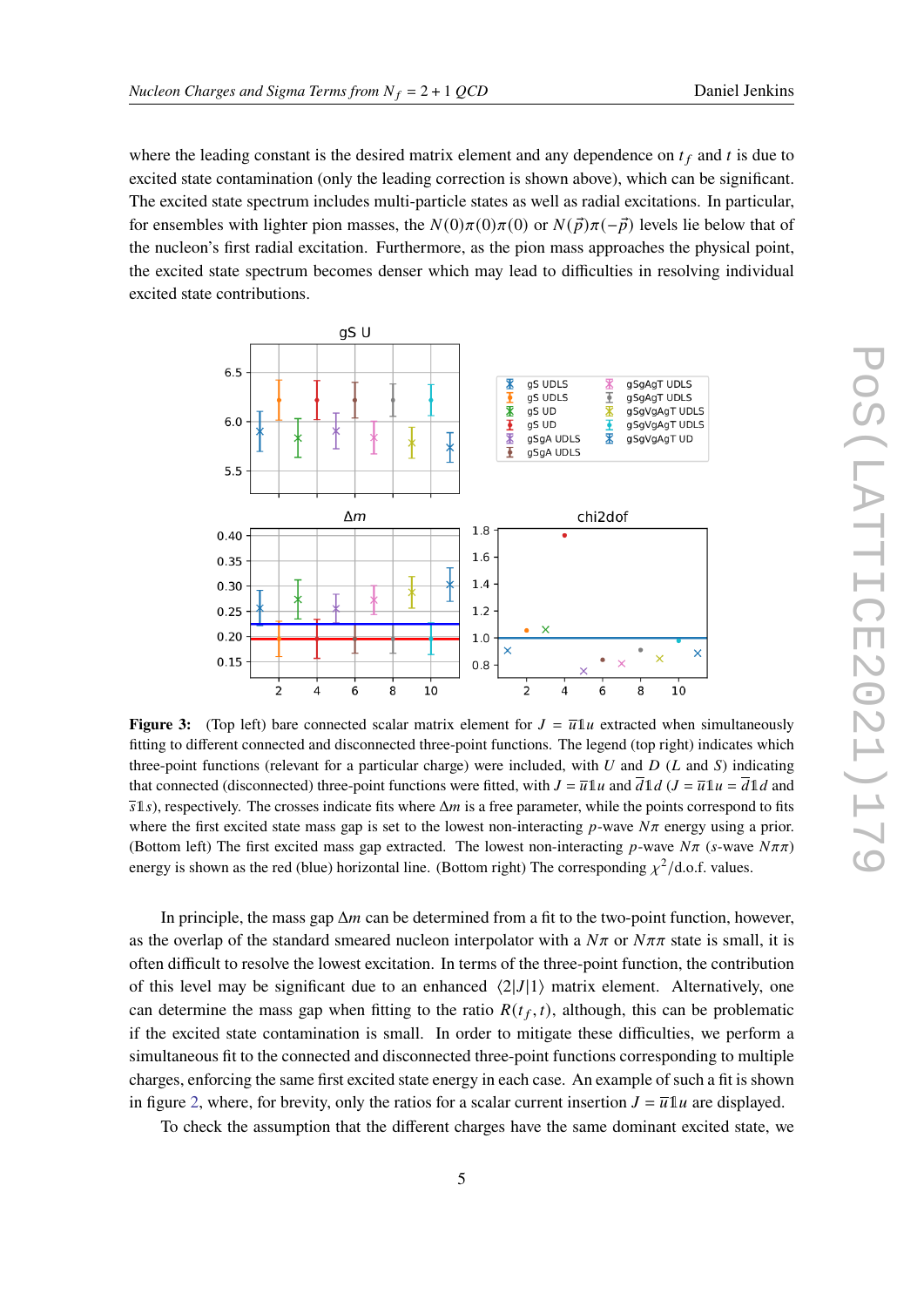where the leading constant is the desired matrix element and any dependence on $t_f$ and $t$ is due to excited state contamination (only the leading correction is shown above), which can be significant. The excited state spectrum includes multi-particle states as well as radial excitations. In particular, for ensembles with lighter pion masses, the $N(0)\pi(0)\pi(0)$ or $N(\vec{p})\pi(-\vec{p})$ levels lie below that of the nucleon's first radial excitation. Furthermore, as the pion mass approaches the physical point, the excited state spectrum becomes denser which may lead to difficulties in resolving individual excited state contributions.

**Figure 3:** (Top left) bare connected scalar matrix element for $J = \bar{u}\mathbb{1}u$ extracted when simultaneously fitting to different connected and disconnected three-point functions. The legend (top right) indicates which three-point functions (relevant for a particular charge) were included, with $U$ and $D$ ($L$ and $S$) indicating that connected (disconnected) three-point functions were fitted, with $J = \bar{u}\mathbb{1}u$ and $\bar{d}\mathbb{1}d$ ($J = \bar{u}\mathbb{1}u = \bar{d}\mathbb{1}d$ and $\bar{s}\mathbb{1}s$), respectively. The crosses indicate fits where $\Delta m$ is a free parameter, while the points correspond to fits where the first excited state mass gap is set to the lowest non-interacting $p$-wave $N\pi$ energy using a prior. (Bottom left) The first excited mass gap extracted. The lowest non-interacting $p$-wave $N\pi$ ($s$-wave $N\pi\pi$) energy is shown as the red (blue) horizontal line. (Bottom right) The corresponding $\chi^2$/d.o.f. values.

In principle, the mass gap $\Delta m$ can be determined from a fit to the two-point function, however, as the overlap of the standard smeared nucleon interpolator with a $N\pi$ or $N\pi\pi$ state is small, it is often difficult to resolve the lowest excitation. In terms of the three-point function, the contribution of this level may be significant due to an enhanced $\langle 2|J|1\rangle$ matrix element. Alternatively, one can determine the mass gap when fitting to the ratio $R(t_f, t)$, although, this can be problematic if the excited state contamination is small. In order to mitigate these difficulties, we perform a simultaneous fit to the connected and disconnected three-point functions corresponding to multiple charges, enforcing the same first excited state energy in each case. An example of such a fit is shown in figure 2, where, for brevity, only the ratios for a scalar current insertion $J = \bar{u}\mathbb{1}u$ are displayed.

To check the assumption that the different charges have the same dominant excited state, we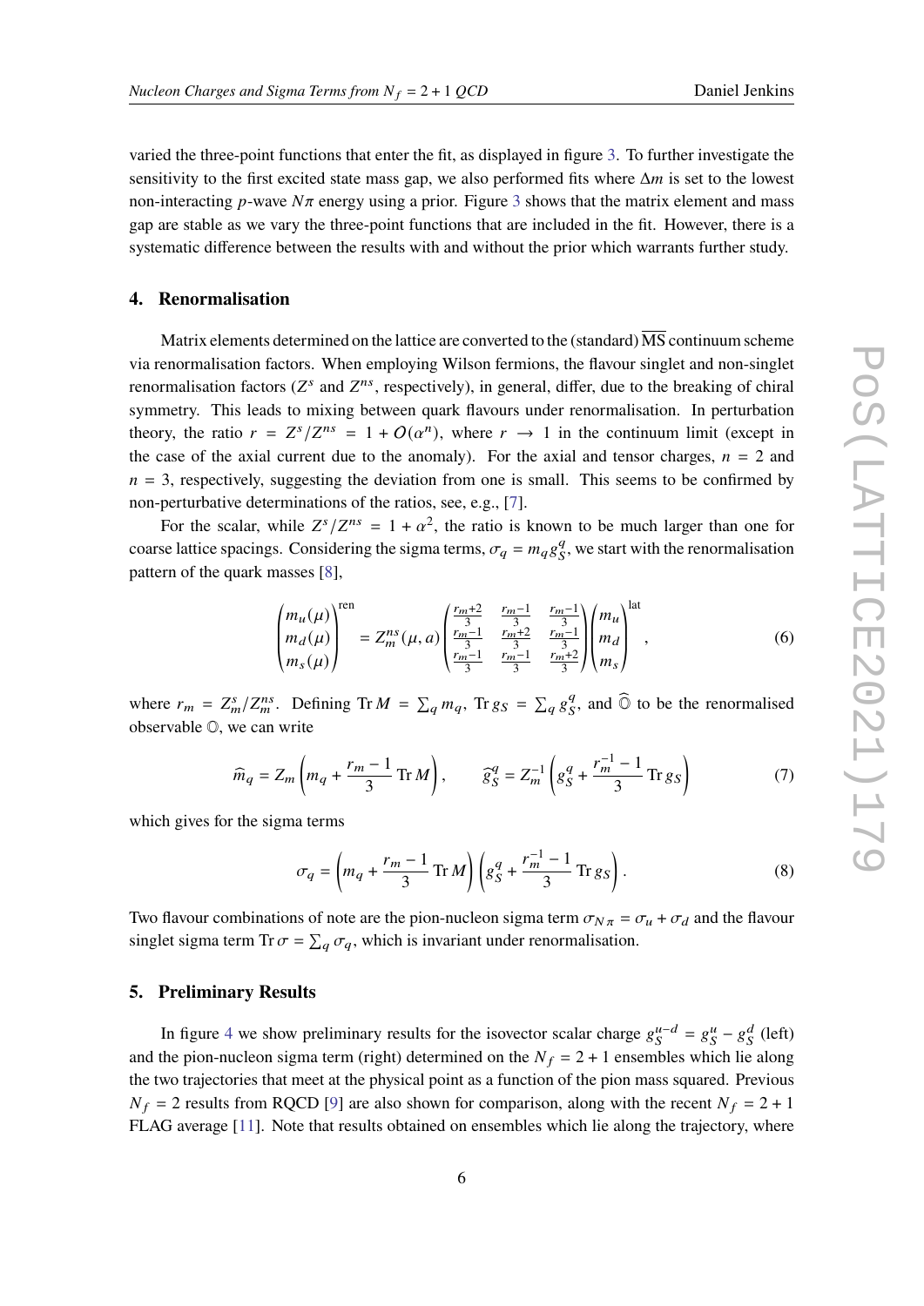varied the three-point functions that enter the fit, as displayed in figure 3. To further investigate the sensitivity to the first excited state mass gap, we also performed fits where $\Delta m$ is set to the lowest non-interacting $p$-wave $N\pi$ energy using a prior. Figure 3 shows that the matrix element and mass gap are stable as we vary the three-point functions that are included in the fit. However, there is a systematic difference between the results with and without the prior which warrants further study.

## 4. Renormalisation

Matrix elements determined on the lattice are converted to the (standard) $\overline{\text{MS}}$ continuum scheme via renormalisation factors. When employing Wilson fermions, the flavour singlet and non-singlet renormalisation factors ($Z^s$ and $Z^{ns}$, respectively), in general, differ, due to the breaking of chiral symmetry. This leads to mixing between quark flavours under renormalisation. In perturbation theory, the ratio $r = Z^s/Z^{ns} = 1 + O(\alpha^n)$, where $r \to 1$ in the continuum limit (except in the case of the axial current due to the anomaly). For the axial and tensor charges, $n = 2$ and $n = 3$, respectively, suggesting the deviation from one is small. This seems to be confirmed by non-perturbative determinations of the ratios, see, e.g., [7].

For the scalar, while $Z^s/Z^{ns} = 1 + \alpha^2$, the ratio is known to be much larger than one for coarse lattice spacings. Considering the sigma terms, $\sigma_q = m_q g_S^q$, we start with the renormalisation pattern of the quark masses [8],

$$\begin{pmatrix} m_u(\mu) \\ m_d(\mu) \\ m_s(\mu) \end{pmatrix}^{\text{ren}} = Z_m^{ns}(\mu, a) \begin{pmatrix} \frac{r_m+2}{3} & \frac{r_m-1}{3} & \frac{r_m-1}{3} \\ \frac{r_m-1}{3} & \frac{r_m+2}{3} & \frac{r_m-1}{3} \\ \frac{r_m-1}{3} & \frac{r_m-1}{3} & \frac{r_m+2}{3} \end{pmatrix} \begin{pmatrix} m_u \\ m_d \\ m_s \end{pmatrix}^{\text{lat}}, \tag{6}$$

where $r_m = Z_m^s/Z_m^{ns}$. Defining $\operatorname{Tr} M = \sum_q m_q$, $\operatorname{Tr} g_S = \sum_q g_S^q$, and $\widehat{\mathbb{O}}$ to be the renormalised observable $\mathbb{O}$, we can write

$$\widehat{m}_q = Z_m \left( m_q + \frac{r_m - 1}{3} \operatorname{Tr} M \right), \qquad \widehat{g}_S^q = Z_m^{-1} \left( g_S^q + \frac{r_m^{-1} - 1}{3} \operatorname{Tr} g_S \right) \tag{7}$$

which gives for the sigma terms

$$\sigma_q = \left( m_q + \frac{r_m - 1}{3} \operatorname{Tr} M \right) \left( g_S^q + \frac{r_m^{-1} - 1}{3} \operatorname{Tr} g_S \right). \tag{8}$$

Two flavour combinations of note are the pion-nucleon sigma term $\sigma_{N\pi} = \sigma_u + \sigma_d$ and the flavour singlet sigma term $\operatorname{Tr} \sigma = \sum_q \sigma_q$, which is invariant under renormalisation.

## 5. Preliminary Results

In figure 4 we show preliminary results for the isovector scalar charge $g_S^{u-d} = g_S^u - g_S^d$ (left) and the pion-nucleon sigma term (right) determined on the $N_f = 2 + 1$ ensembles which lie along the two trajectories that meet at the physical point as a function of the pion mass squared. Previous $N_f = 2$ results from RQCD [9] are also shown for comparison, along with the recent $N_f = 2 + 1$ FLAG average [11]. Note that results obtained on ensembles which lie along the trajectory, where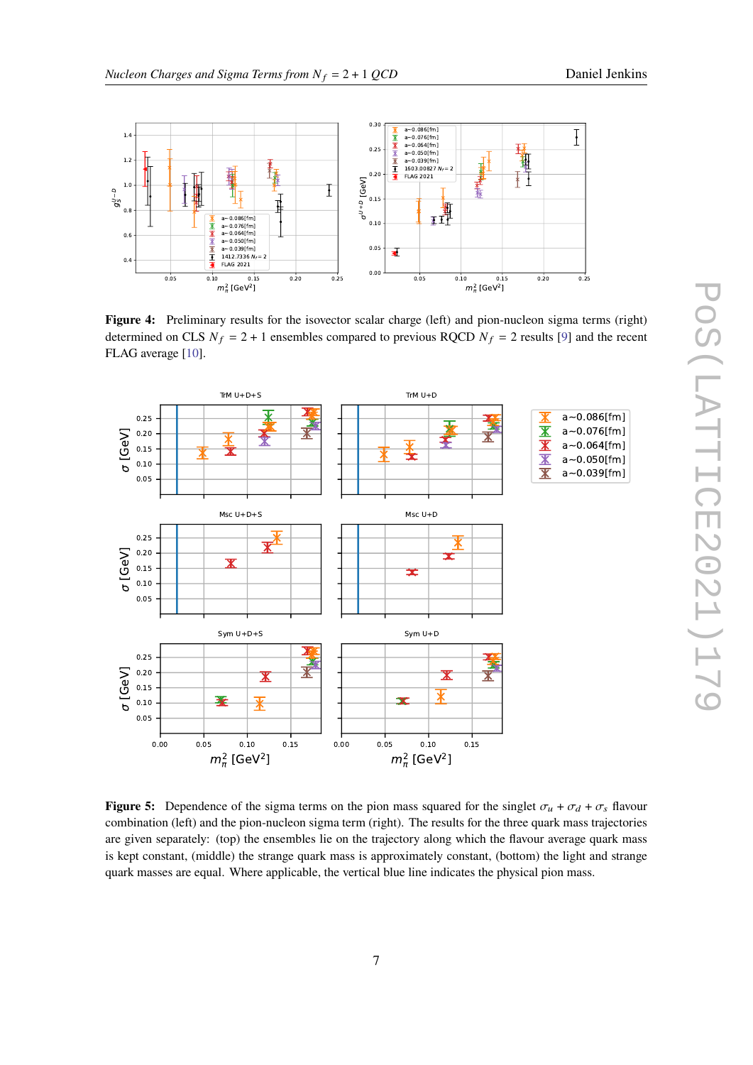**Figure 4:** Preliminary results for the isovector scalar charge (left) and pion-nucleon sigma terms (right) determined on CLS $N_f = 2+1$ ensembles compared to previous RQCD $N_f = 2$ results [9] and the recent FLAG average [10].

**Figure 5:** Dependence of the sigma terms on the pion mass squared for the singlet $\sigma_u + \sigma_d + \sigma_s$ flavour combination (left) and the pion-nucleon sigma term (right). The results for the three quark mass trajectories are given separately: (top) the ensembles lie on the trajectory along which the flavour average quark mass is kept constant, (middle) the strange quark mass is approximately constant, (bottom) the light and strange quark masses are equal. Where applicable, the vertical blue line indicates the physical pion mass.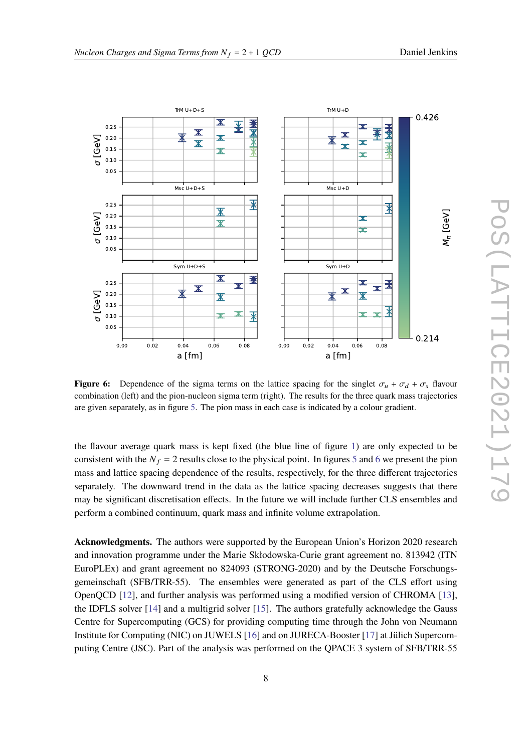**Figure 6:** Dependence of the sigma terms on the lattice spacing for the singlet $\sigma_u + \sigma_d + \sigma_s$ flavour combination (left) and the pion-nucleon sigma term (right). The results for the three quark mass trajectories are given separately, as in figure 5. The pion mass in each case is indicated by a colour gradient.

the flavour average quark mass is kept fixed (the blue line of figure 1) are only expected to be consistent with the $N_f = 2$ results close to the physical point. In figures 5 and 6 we present the pion mass and lattice spacing dependence of the results, respectively, for the three different trajectories separately. The downward trend in the data as the lattice spacing decreases suggests that there may be significant discretisation effects. In the future we will include further CLS ensembles and perform a combined continuum, quark mass and infinite volume extrapolation.

**Acknowledgments.** The authors were supported by the European Union's Horizon 2020 research and innovation programme under the Marie Skłodowska-Curie grant agreement no. 813942 (ITN EuroPLEx) and grant agreement no 824093 (STRONG-2020) and by the Deutsche Forschungsgemeinschaft (SFB/TRR-55). The ensembles were generated as part of the CLS effort using OpenQCD [12], and further analysis was performed using a modified version of CHROMA [13], the IDFLS solver [14] and a multigrid solver [15]. The authors gratefully acknowledge the Gauss Centre for Supercomputing (GCS) for providing computing time through the John von Neumann Institute for Computing (NIC) on JUWELS [16] and on JURECA-Booster [17] at Jülich Supercomputing Centre (JSC). Part of the analysis was performed on the QPACE 3 system of SFB/TRR-55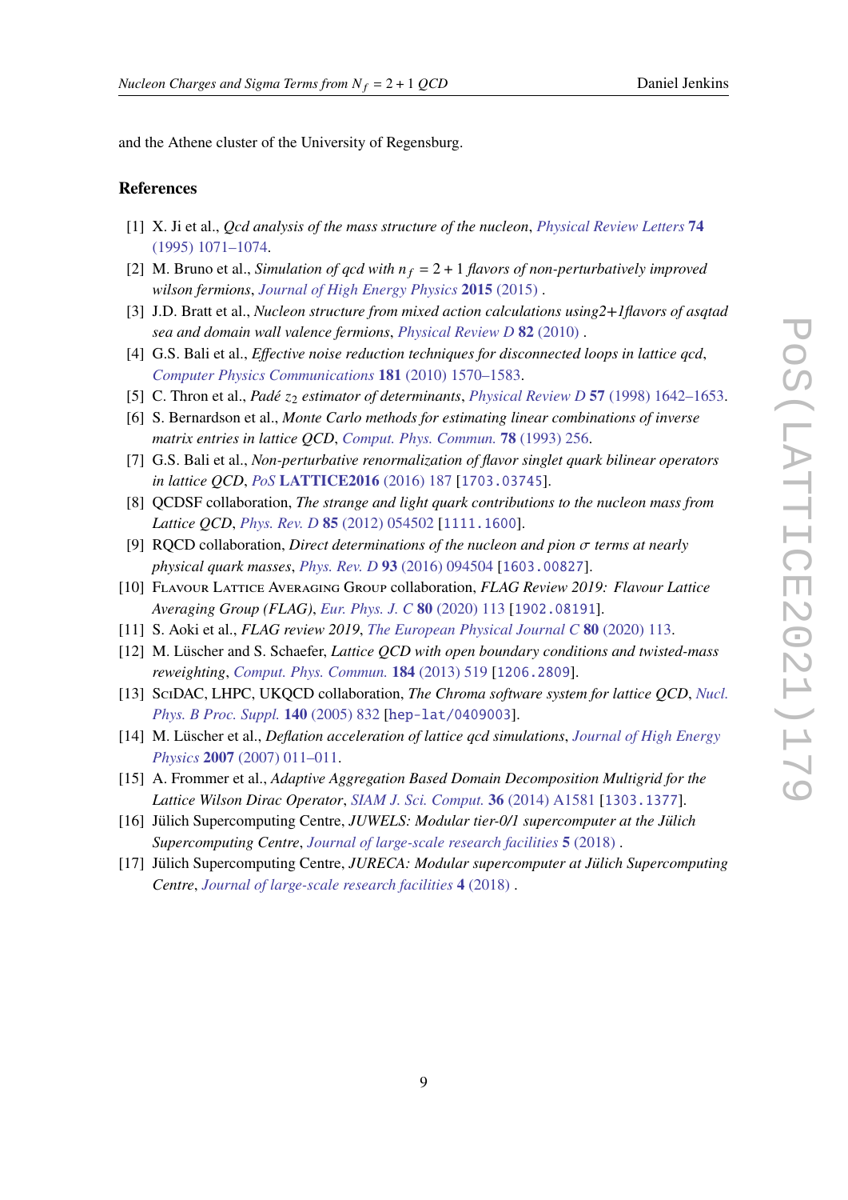and the Athene cluster of the University of Regensburg.

## References

[1] X. Ji et al., *Qcd analysis of the mass structure of the nucleon*, *Physical Review Letters* **74** (1995) 1071–1074.

[2] M. Bruno et al., *Simulation of qcd with $n_f = 2 + 1$ flavors of non-perturbatively improved wilson fermions*, *Journal of High Energy Physics* **2015** (2015) .

[3] J.D. Bratt et al., *Nucleon structure from mixed action calculations using2+1flavors of asqtad sea and domain wall valence fermions*, *Physical Review D* **82** (2010) .

[4] G.S. Bali et al., *Effective noise reduction techniques for disconnected loops in lattice qcd*, *Computer Physics Communications* **181** (2010) 1570–1583.

[5] C. Thron et al., *Padé $z_2$ estimator of determinants*, *Physical Review D* **57** (1998) 1642–1653.

[6] S. Bernardson et al., *Monte Carlo methods for estimating linear combinations of inverse matrix entries in lattice QCD*, *Comput. Phys. Commun.* **78** (1993) 256.

[7] G.S. Bali et al., *Non-perturbative renormalization of flavor singlet quark bilinear operators in lattice QCD*, *PoS* **LATTICE2016** (2016) 187 [1703.03745].

[8] QCDSF collaboration, *The strange and light quark contributions to the nucleon mass from Lattice QCD*, *Phys. Rev. D* **85** (2012) 054502 [1111.1600].

[9] RQCD collaboration, *Direct determinations of the nucleon and pion $\sigma$ terms at nearly physical quark masses*, *Phys. Rev. D* **93** (2016) 094504 [1603.00827].

[10] Flavour Lattice Averaging Group collaboration, *FLAG Review 2019: Flavour Lattice Averaging Group (FLAG)*, *Eur. Phys. J. C* **80** (2020) 113 [1902.08191].

[11] S. Aoki et al., *FLAG review 2019*, *The European Physical Journal C* **80** (2020) 113.

[12] M. Lüscher and S. Schaefer, *Lattice QCD with open boundary conditions and twisted-mass reweighting*, *Comput. Phys. Commun.* **184** (2013) 519 [1206.2809].

[13] SciDAC, LHPC, UKQCD collaboration, *The Chroma software system for lattice QCD*, *Nucl. Phys. B Proc. Suppl.* **140** (2005) 832 [hep-lat/0409003].

[14] M. Lüscher et al., *Deflation acceleration of lattice qcd simulations*, *Journal of High Energy Physics* **2007** (2007) 011–011.

[15] A. Frommer et al., *Adaptive Aggregation Based Domain Decomposition Multigrid for the Lattice Wilson Dirac Operator*, *SIAM J. Sci. Comput.* **36** (2014) A1581 [1303.1377].

[16] Jülich Supercomputing Centre, *JUWELS: Modular tier-0/1 supercomputer at the Jülich Supercomputing Centre*, *Journal of large-scale research facilities* **5** (2018) .

[17] Jülich Supercomputing Centre, *JURECA: Modular supercomputer at Jülich Supercomputing Centre*, *Journal of large-scale research facilities* **4** (2018) .